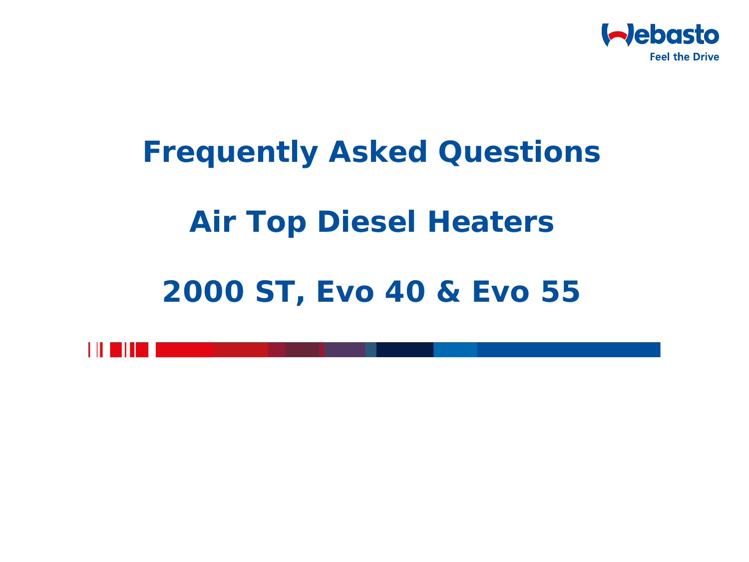# Frequently Asked Questions

# Air Top Diesel Heaters

# 2000 ST, Evo 40 & Evo 55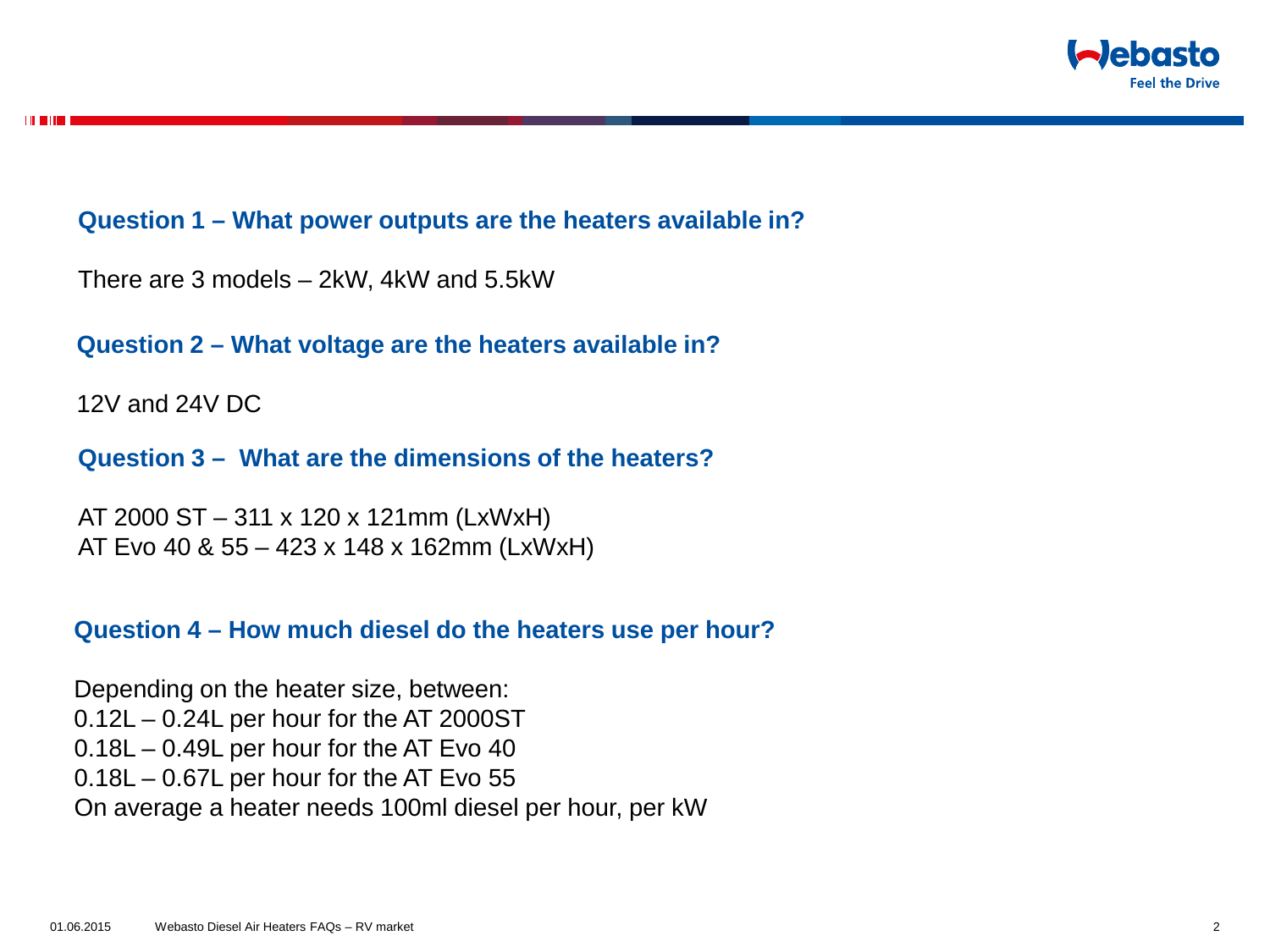## Question 1 – What power outputs are the heaters available in?

There are 3 models – 2kW, 4kW and 5.5kW

## Question 2 – What voltage are the heaters available in?

12V and 24V DC

## Question 3 – What are the dimensions of the heaters?

AT 2000 ST – 311 x 120 x 121mm (LxWxH)
AT Evo 40 & 55 – 423 x 148 x 162mm (LxWxH)

## Question 4 – How much diesel do the heaters use per hour?

Depending on the heater size, between:
0.12L – 0.24L per hour for the AT 2000ST
0.18L – 0.49L per hour for the AT Evo 40
0.18L – 0.67L per hour for the AT Evo 55
On average a heater needs 100ml diesel per hour, per kW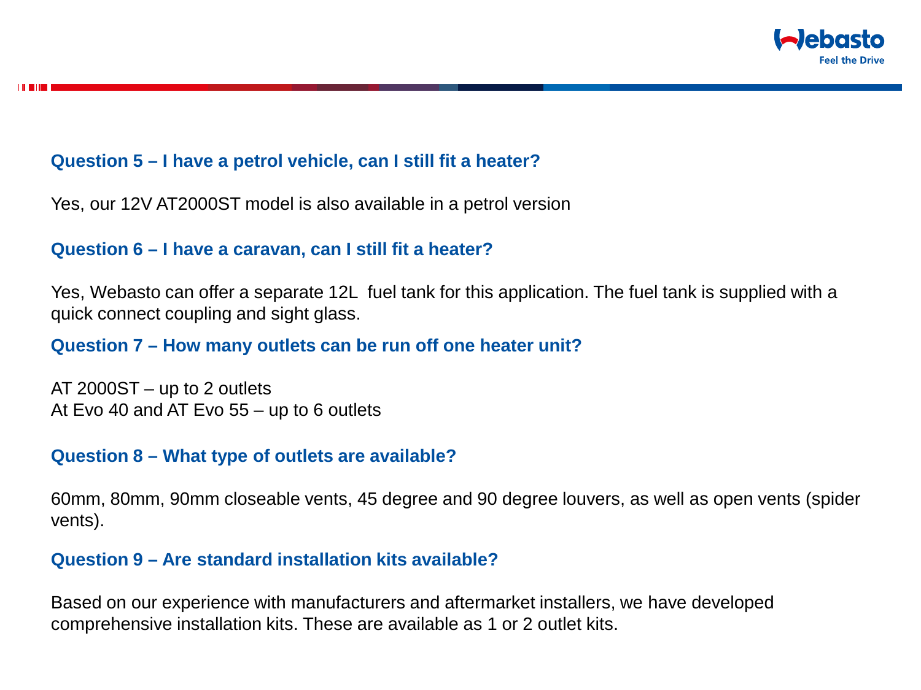### Question 5 – I have a petrol vehicle, can I still fit a heater?

Yes, our 12V AT2000ST model is also available in a petrol version

### Question 6 – I have a caravan, can I still fit a heater?

Yes, Webasto can offer a separate 12L fuel tank for this application. The fuel tank is supplied with a quick connect coupling and sight glass.

### Question 7 – How many outlets can be run off one heater unit?

AT 2000ST – up to 2 outlets
At Evo 40 and AT Evo 55 – up to 6 outlets

### Question 8 – What type of outlets are available?

60mm, 80mm, 90mm closeable vents, 45 degree and 90 degree louvers, as well as open vents (spider vents).

### Question 9 – Are standard installation kits available?

Based on our experience with manufacturers and aftermarket installers, we have developed comprehensive installation kits. These are available as 1 or 2 outlet kits.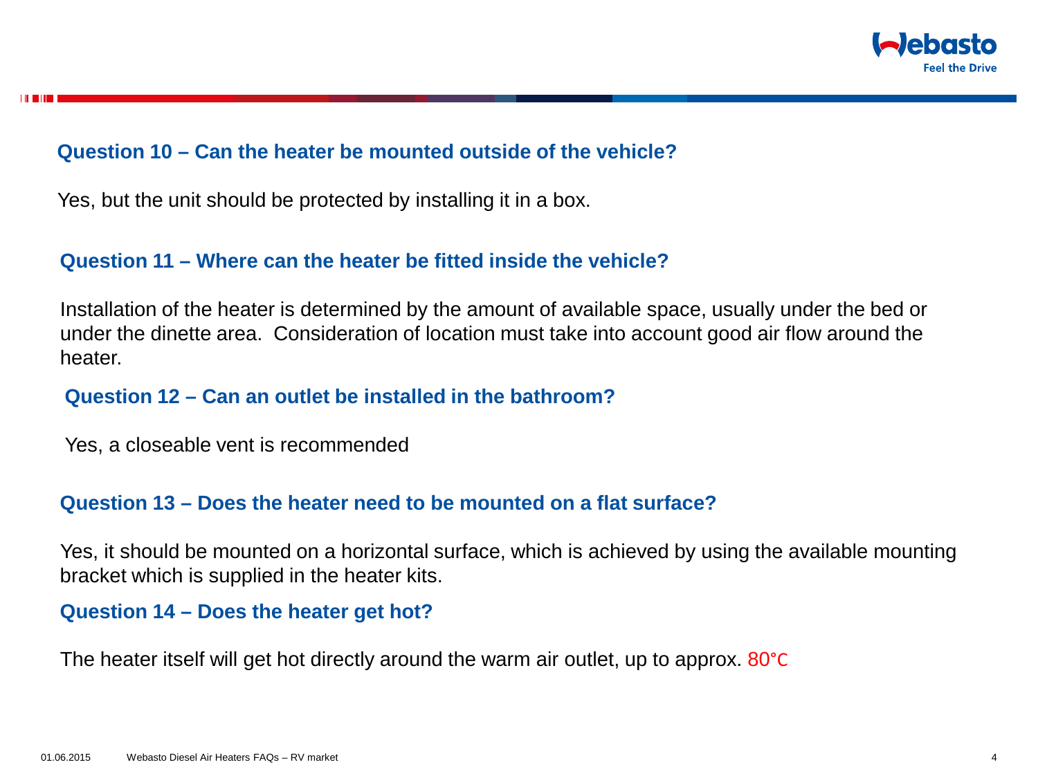### Question 10 – Can the heater be mounted outside of the vehicle?

Yes, but the unit should be protected by installing it in a box.

### Question 11 – Where can the heater be fitted inside the vehicle?

Installation of the heater is determined by the amount of available space, usually under the bed or under the dinette area. Consideration of location must take into account good air flow around the heater.

### Question 12 – Can an outlet be installed in the bathroom?

Yes, a closeable vent is recommended

### Question 13 – Does the heater need to be mounted on a flat surface?

Yes, it should be mounted on a horizontal surface, which is achieved by using the available mounting bracket which is supplied in the heater kits.

### Question 14 – Does the heater get hot?

The heater itself will get hot directly around the warm air outlet, up to approx. 80°C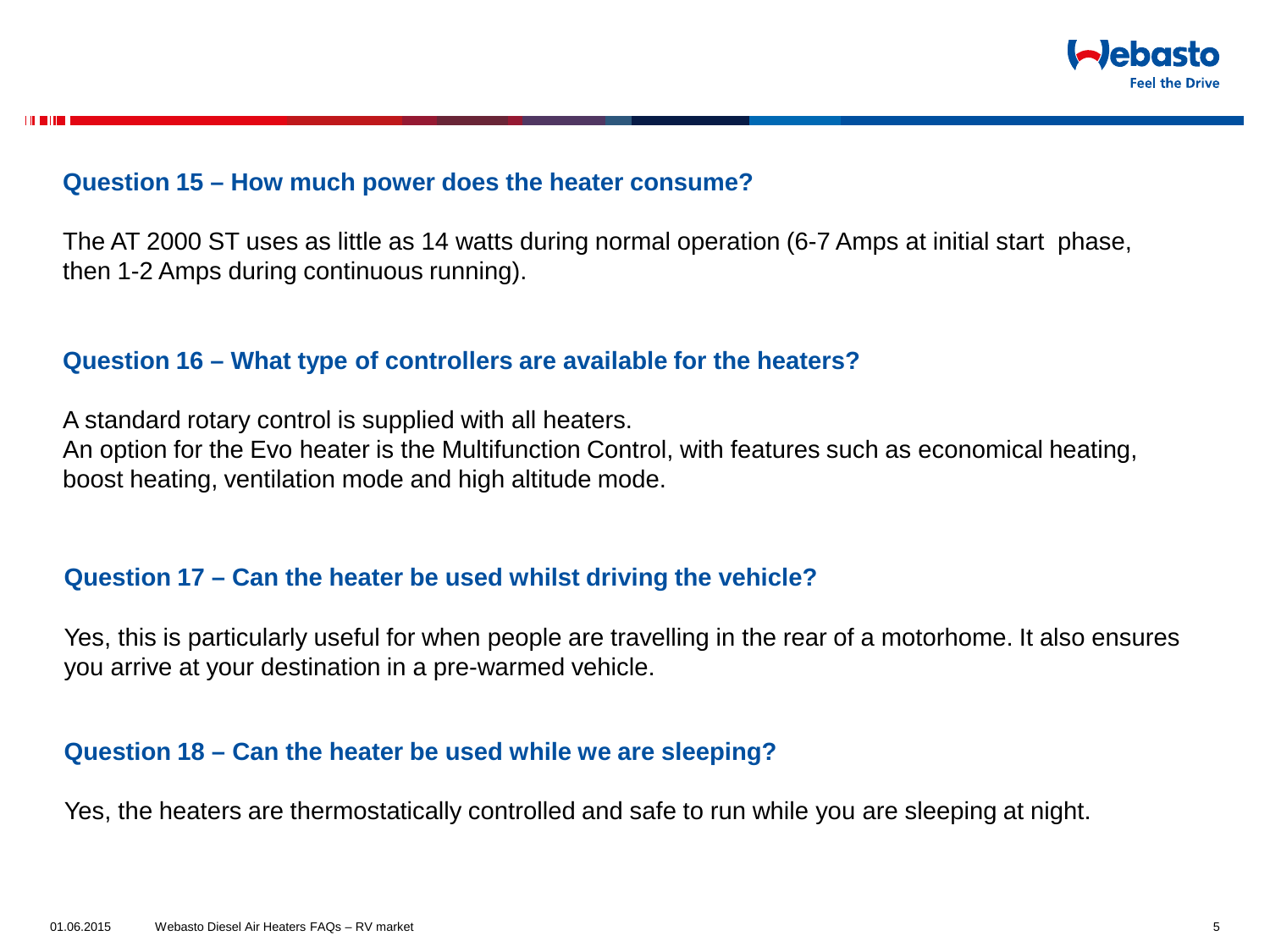### Question 15 – How much power does the heater consume?

The AT 2000 ST uses as little as 14 watts during normal operation (6-7 Amps at initial start phase, then 1-2 Amps during continuous running).

### Question 16 – What type of controllers are available for the heaters?

A standard rotary control is supplied with all heaters.
An option for the Evo heater is the Multifunction Control, with features such as economical heating, boost heating, ventilation mode and high altitude mode.

### Question 17 – Can the heater be used whilst driving the vehicle?

Yes, this is particularly useful for when people are travelling in the rear of a motorhome. It also ensures you arrive at your destination in a pre-warmed vehicle.

### Question 18 – Can the heater be used while we are sleeping?

Yes, the heaters are thermostatically controlled and safe to run while you are sleeping at night.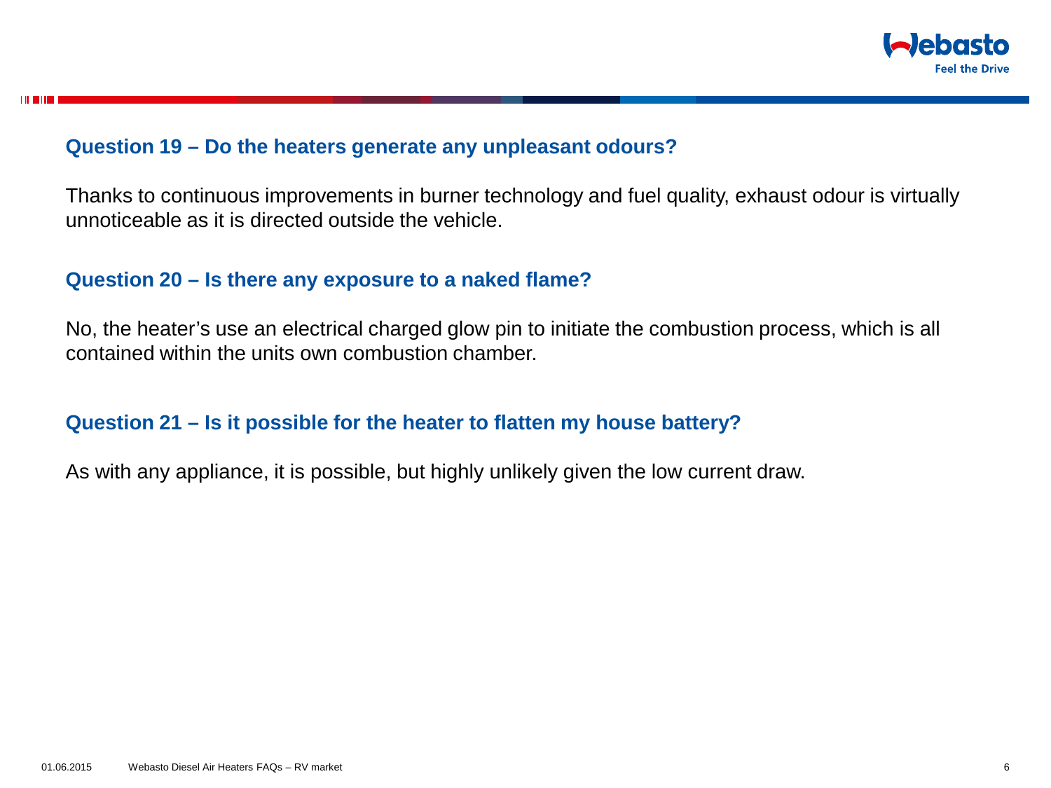### Question 19 – Do the heaters generate any unpleasant odours?

Thanks to continuous improvements in burner technology and fuel quality, exhaust odour is virtually unnoticeable as it is directed outside the vehicle.

### Question 20 – Is there any exposure to a naked flame?

No, the heater's use an electrical charged glow pin to initiate the combustion process, which is all contained within the units own combustion chamber.

### Question 21 – Is it possible for the heater to flatten my house battery?

As with any appliance, it is possible, but highly unlikely given the low current draw.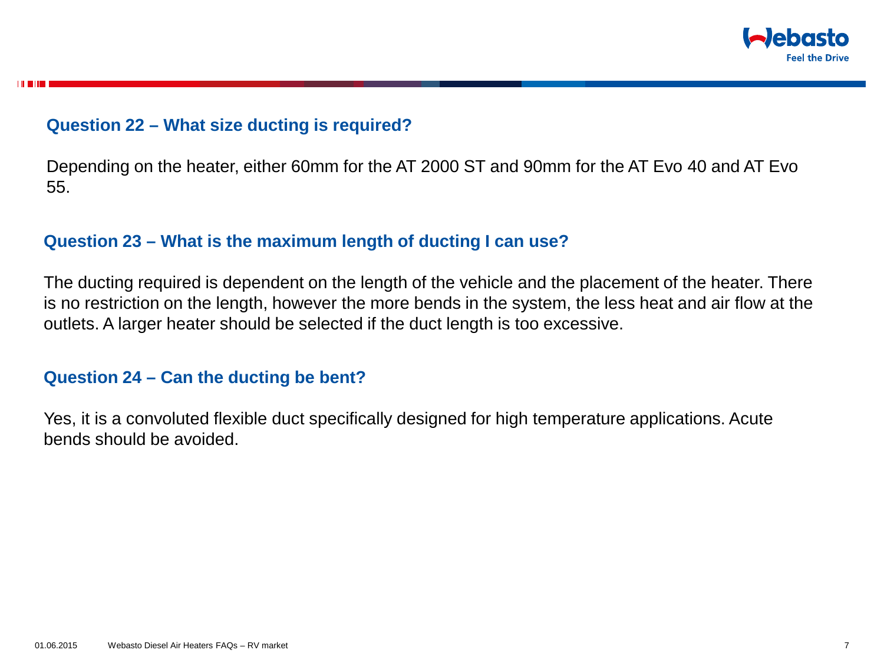### Question 22 – What size ducting is required?

Depending on the heater, either 60mm for the AT 2000 ST and 90mm for the AT Evo 40 and AT Evo 55.

### Question 23 – What is the maximum length of ducting I can use?

The ducting required is dependent on the length of the vehicle and the placement of the heater. There is no restriction on the length, however the more bends in the system, the less heat and air flow at the outlets. A larger heater should be selected if the duct length is too excessive.

### Question 24 – Can the ducting be bent?

Yes, it is a convoluted flexible duct specifically designed for high temperature applications. Acute bends should be avoided.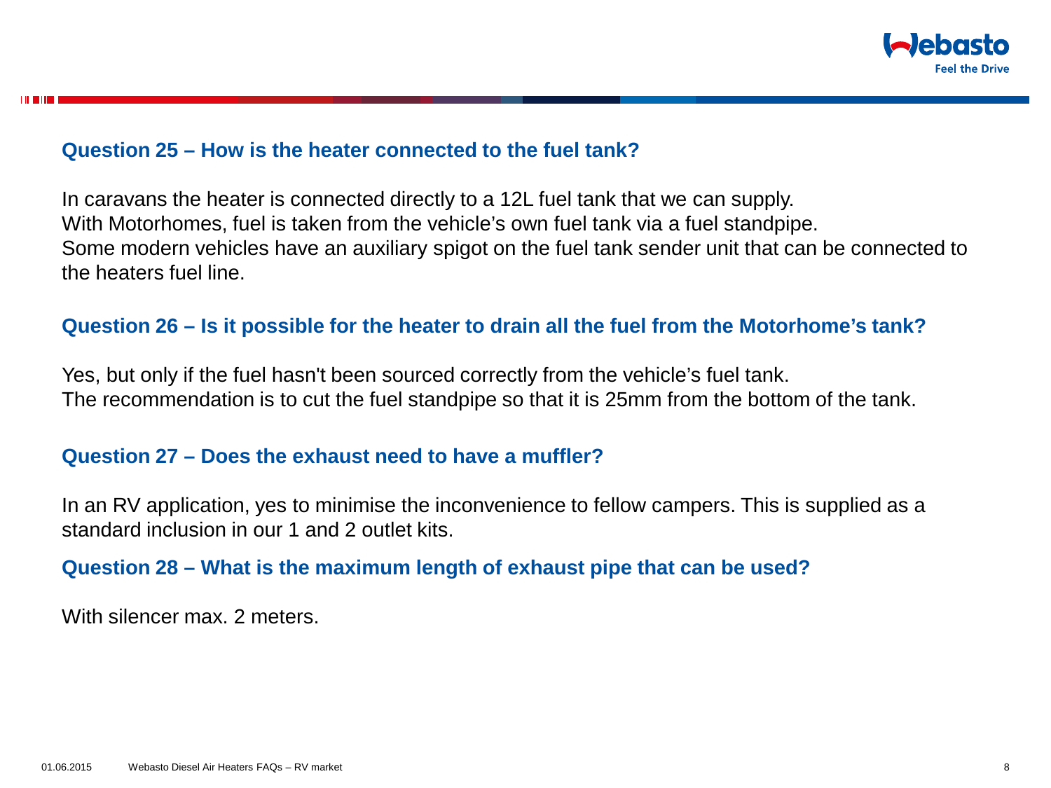### Question 25 – How is the heater connected to the fuel tank?

In caravans the heater is connected directly to a 12L fuel tank that we can supply.
With Motorhomes, fuel is taken from the vehicle's own fuel tank via a fuel standpipe.
Some modern vehicles have an auxiliary spigot on the fuel tank sender unit that can be connected to the heaters fuel line.

### Question 26 – Is it possible for the heater to drain all the fuel from the Motorhome's tank?

Yes, but only if the fuel hasn't been sourced correctly from the vehicle's fuel tank.
The recommendation is to cut the fuel standpipe so that it is 25mm from the bottom of the tank.

### Question 27 – Does the exhaust need to have a muffler?

In an RV application, yes to minimise the inconvenience to fellow campers. This is supplied as a standard inclusion in our 1 and 2 outlet kits.

### Question 28 – What is the maximum length of exhaust pipe that can be used?

With silencer max. 2 meters.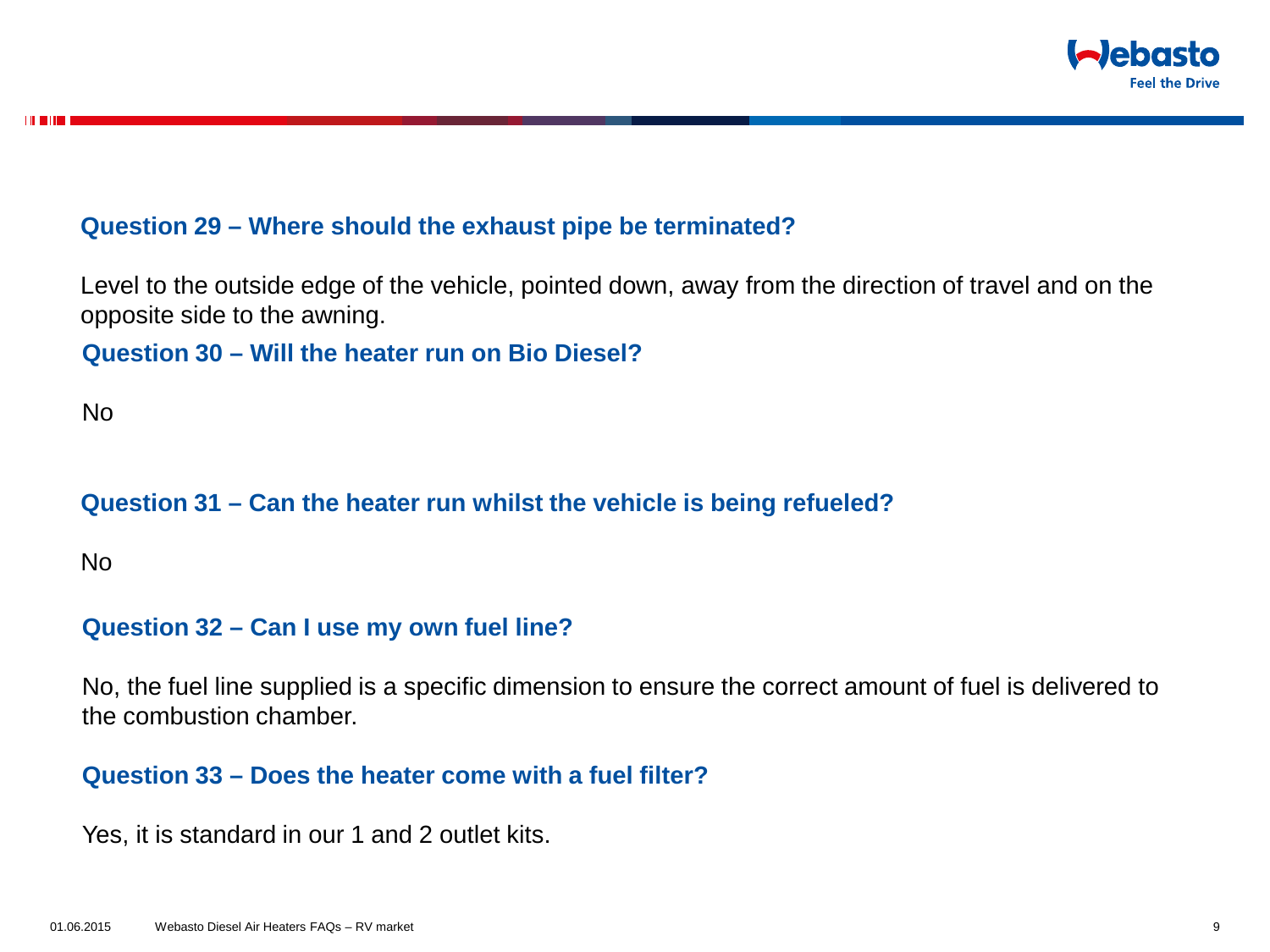### Question 29 – Where should the exhaust pipe be terminated?

Level to the outside edge of the vehicle, pointed down, away from the direction of travel and on the opposite side to the awning.

### Question 30 – Will the heater run on Bio Diesel?

No

### Question 31 – Can the heater run whilst the vehicle is being refueled?

No

### Question 32 – Can I use my own fuel line?

No, the fuel line supplied is a specific dimension to ensure the correct amount of fuel is delivered to the combustion chamber.

### Question 33 – Does the heater come with a fuel filter?

Yes, it is standard in our 1 and 2 outlet kits.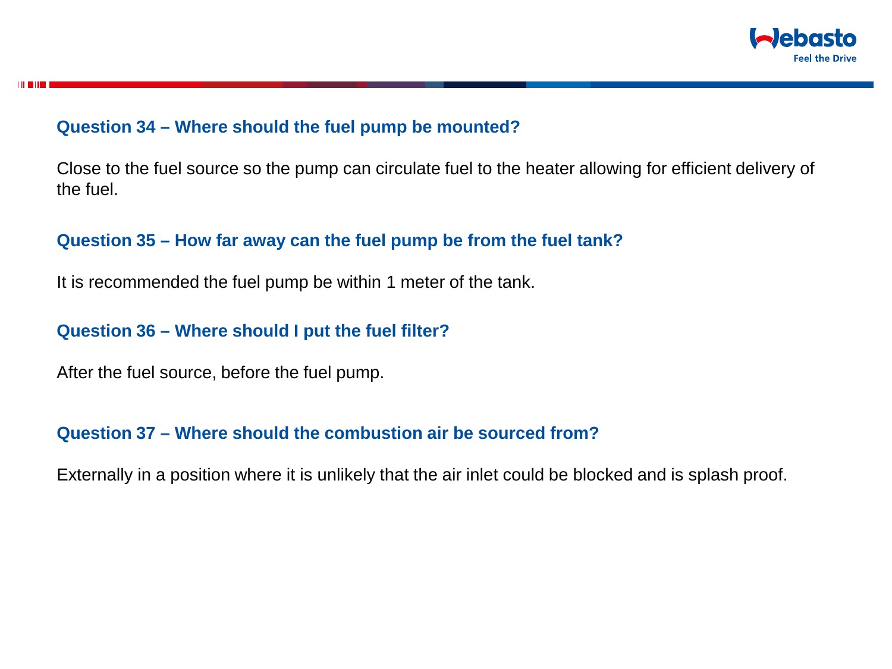### Question 34 – Where should the fuel pump be mounted?

Close to the fuel source so the pump can circulate fuel to the heater allowing for efficient delivery of the fuel.

### Question 35 – How far away can the fuel pump be from the fuel tank?

It is recommended the fuel pump be within 1 meter of the tank.

### Question 36 – Where should I put the fuel filter?

After the fuel source, before the fuel pump.

### Question 37 – Where should the combustion air be sourced from?

Externally in a position where it is unlikely that the air inlet could be blocked and is splash proof.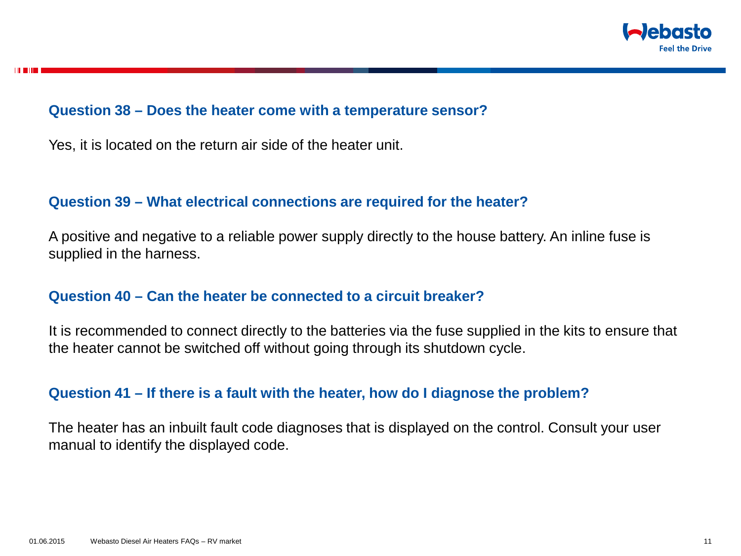### Question 38 – Does the heater come with a temperature sensor?

Yes, it is located on the return air side of the heater unit.

### Question 39 – What electrical connections are required for the heater?

A positive and negative to a reliable power supply directly to the house battery. An inline fuse is supplied in the harness.

### Question 40 – Can the heater be connected to a circuit breaker?

It is recommended to connect directly to the batteries via the fuse supplied in the kits to ensure that the heater cannot be switched off without going through its shutdown cycle.

### Question 41 – If there is a fault with the heater, how do I diagnose the problem?

The heater has an inbuilt fault code diagnoses that is displayed on the control. Consult your user manual to identify the displayed code.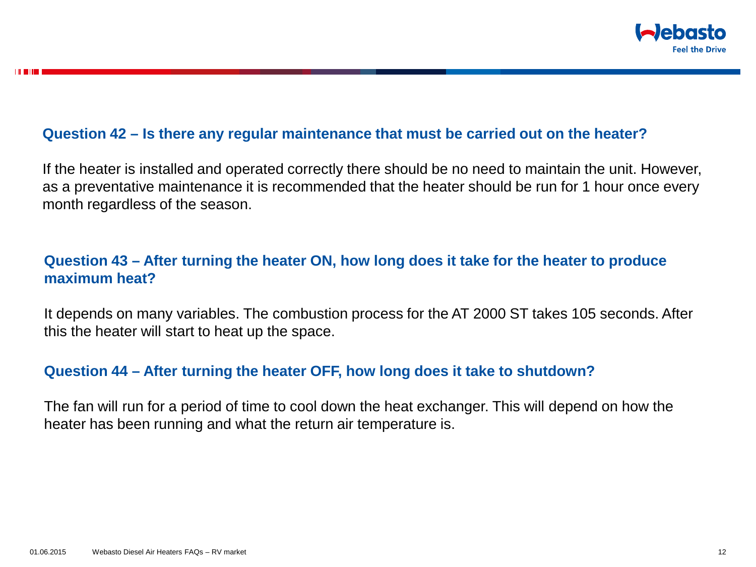### Question 42 – Is there any regular maintenance that must be carried out on the heater?

If the heater is installed and operated correctly there should be no need to maintain the unit. However, as a preventative maintenance it is recommended that the heater should be run for 1 hour once every month regardless of the season.

### Question 43 – After turning the heater ON, how long does it take for the heater to produce maximum heat?

It depends on many variables. The combustion process for the AT 2000 ST takes 105 seconds. After this the heater will start to heat up the space.

### Question 44 – After turning the heater OFF, how long does it take to shutdown?

The fan will run for a period of time to cool down the heat exchanger. This will depend on how the heater has been running and what the return air temperature is.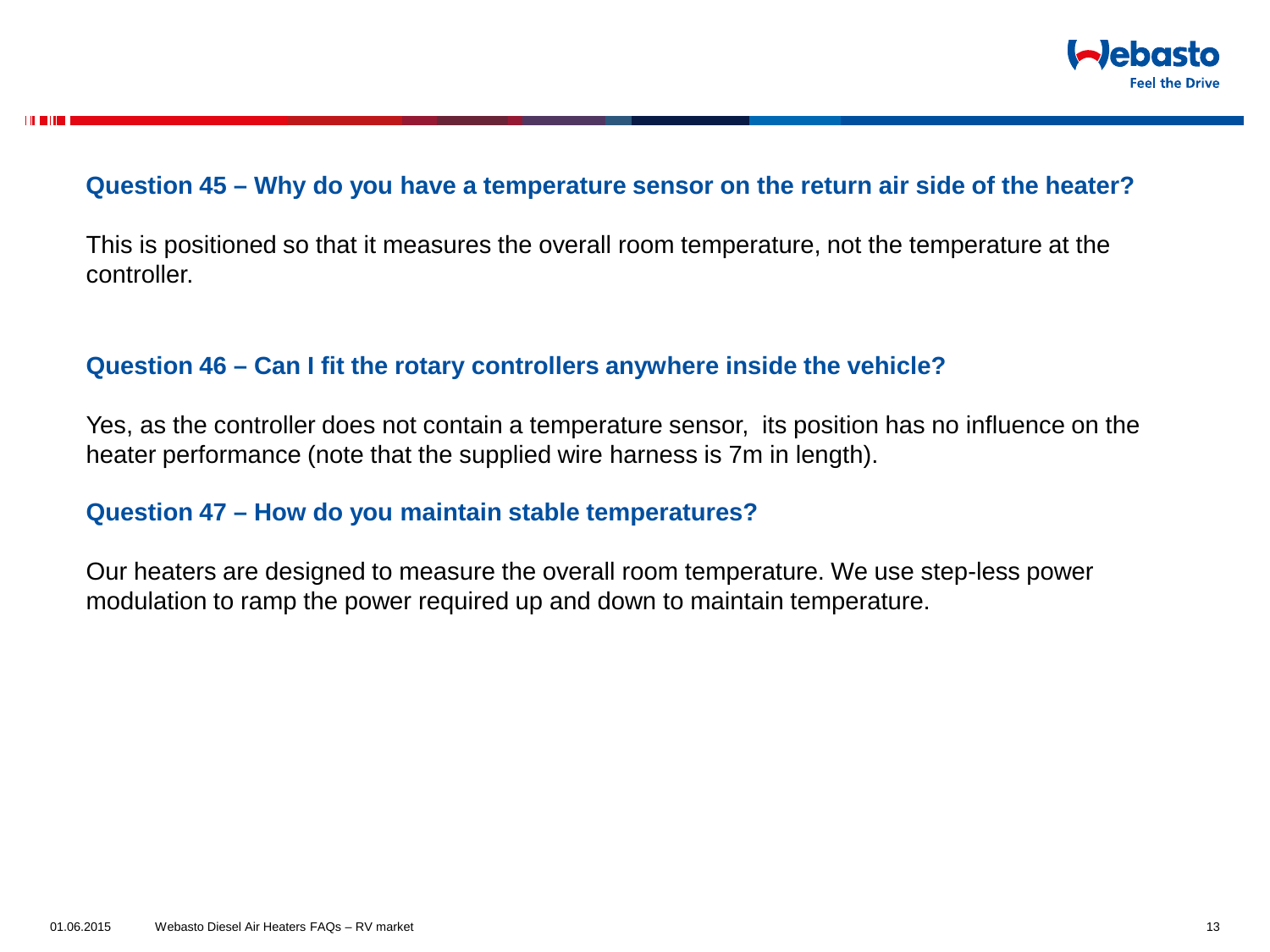### Question 45 – Why do you have a temperature sensor on the return air side of the heater?

This is positioned so that it measures the overall room temperature, not the temperature at the controller.

### Question 46 – Can I fit the rotary controllers anywhere inside the vehicle?

Yes, as the controller does not contain a temperature sensor, its position has no influence on the heater performance (note that the supplied wire harness is 7m in length).

### Question 47 – How do you maintain stable temperatures?

Our heaters are designed to measure the overall room temperature. We use step-less power modulation to ramp the power required up and down to maintain temperature.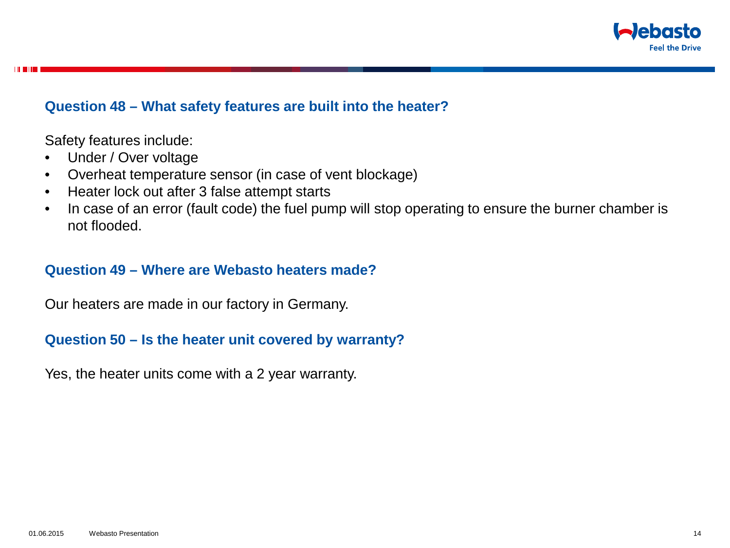### Question 48 – What safety features are built into the heater?

Safety features include:

- Under / Over voltage
- Overheat temperature sensor (in case of vent blockage)
- Heater lock out after 3 false attempt starts
- In case of an error (fault code) the fuel pump will stop operating to ensure the burner chamber is not flooded.

### Question 49 – Where are Webasto heaters made?

Our heaters are made in our factory in Germany.

### Question 50 – Is the heater unit covered by warranty?

Yes, the heater units come with a 2 year warranty.